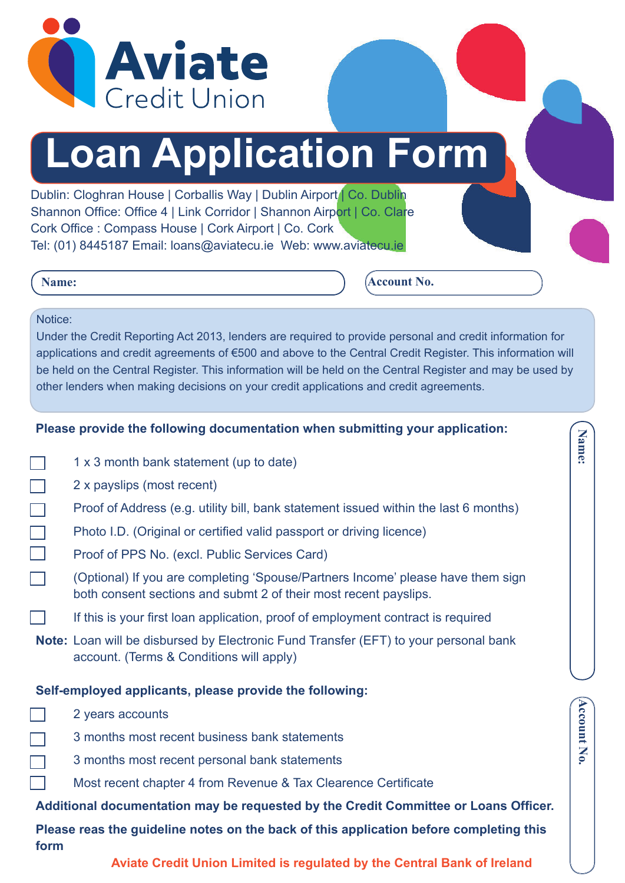# Aviate Credit Union

# Loan Application Form

Dublin: Cloghran House | Corballis Way | Dublin Airport | Co. Dublin
Shannon Office: Office 4 | Link Corridor | Shannon Airport | Co. Clare
Cork Office : Compass House | Cork Airport | Co. Cork
Tel: (01) 8445187 Email: loans@aviatecu.ie Web: www.aviatecu.ie

**Name:**

**Account No.**

Notice:
Under the Credit Reporting Act 2013, lenders are required to provide personal and credit information for applications and credit agreements of €500 and above to the Central Credit Register. This information will be held on the Central Register. This information will be held on the Central Register and may be used by other lenders when making decisions on your credit applications and credit agreements.

**Please provide the following documentation when submitting your application:**

- ☐ 1 x 3 month bank statement (up to date)
- ☐ 2 x payslips (most recent)
- ☐ Proof of Address (e.g. utility bill, bank statement issued within the last 6 months)
- ☐ Photo I.D. (Original or certified valid passport or driving licence)
- ☐ Proof of PPS No. (excl. Public Services Card)
- ☐ (Optional) If you are completing 'Spouse/Partners Income' please have them sign both consent sections and submt 2 of their most recent payslips.
- ☐ If this is your first loan application, proof of employment contract is required

**Note:** Loan will be disbursed by Electronic Fund Transfer (EFT) to your personal bank account. (Terms & Conditions will apply)

**Self-employed applicants, please provide the following:**

- ☐ 2 years accounts
- ☐ 3 months most recent business bank statements
- ☐ 3 months most recent personal bank statements
- ☐ Most recent chapter 4 from Revenue & Tax Clearence Certificate

**Additional documentation may be requested by the Credit Committee or Loans Officer.**

**Please reas the guideline notes on the back of this application before completing this form**

**Name:**

**Account No.**

Aviate Credit Union Limited is regulated by the Central Bank of Ireland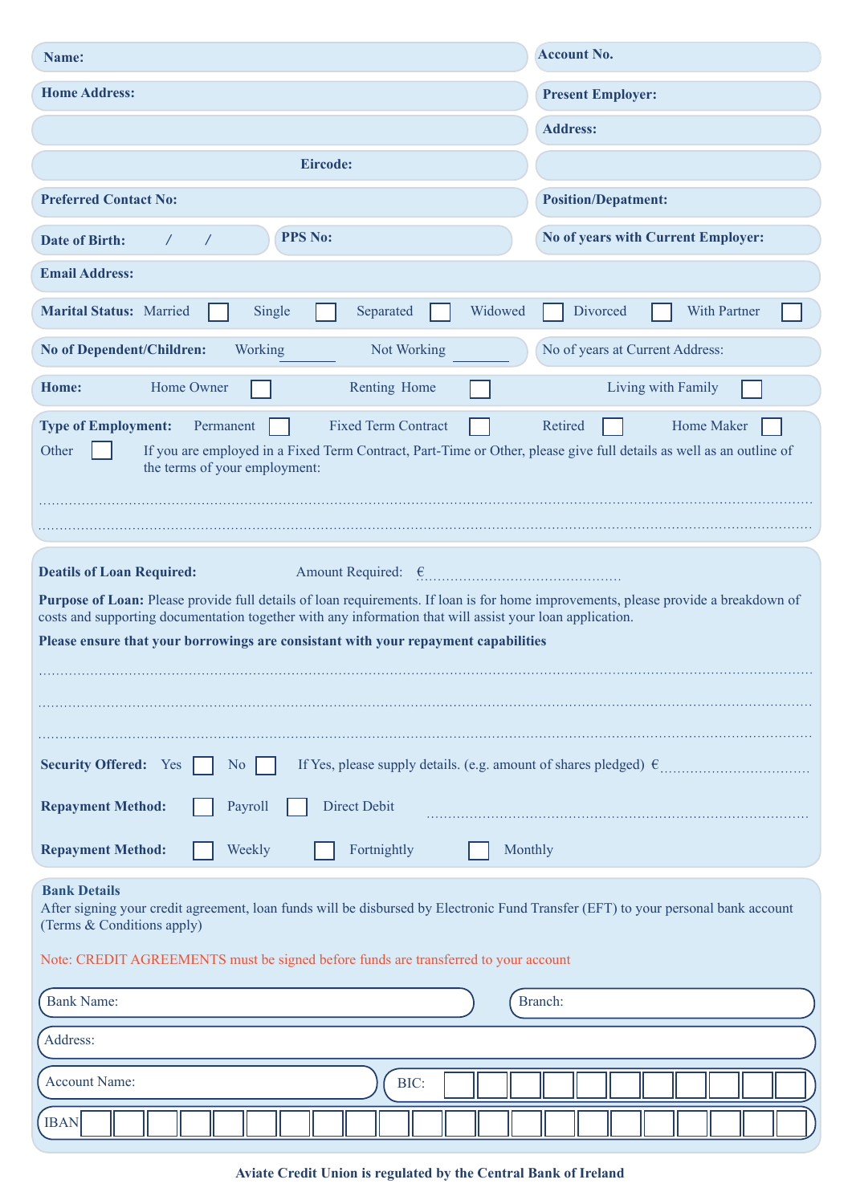**Name:**

**Account No.**

**Home Address:**

**Present Employer:**

**Address:**

**Eircode:**

**Preferred Contact No:**

**Position/Depatment:**

**Date of Birth:** / /

**PPS No:**

**No of years with Current Employer:**

**Email Address:**

**Marital Status:** Married ☐ Single ☐ Separated ☐ Widowed ☐ Divorced ☐ With Partner ☐

**No of Dependent/Children:** Working ________ Not Working ________

No of years at Current Address:

**Home:** Home Owner ☐ Renting Home ☐ Living with Family ☐

**Type of Employment:** Permanent ☐ Fixed Term Contract ☐ Retired ☐ Home Maker ☐

Other ☐ If you are employed in a Fixed Term Contract, Part-Time or Other, please give full details as well as an outline of the terms of your employment:

................................................................................................................................................

................................................................................................................................................

**Deatils of Loan Required:** Amount Required: €..............................................

**Purpose of Loan:** Please provide full details of loan requirements. If loan is for home improvements, please provide a breakdown of costs and supporting documentation together with any information that will assist your loan application.

**Please ensure that your borrowings are consistant with your repayment capabilities**

................................................................................................................................................

................................................................................................................................................

................................................................................................................................................

**Security Offered:** Yes ☐ No ☐ If Yes, please supply details. (e.g. amount of shares pledged) €..............................

**Repayment Method:** ☐ Payroll ☐ Direct Debit ..............................................................................

**Repayment Method:** ☐ Weekly ☐ Fortnightly ☐ Monthly

**Bank Details**

After signing your credit agreement, loan funds will be disbursed by Electronic Fund Transfer (EFT) to your personal bank account (Terms & Conditions apply)

Note: CREDIT AGREEMENTS must be signed before funds are transferred to your account

Bank Name:

Branch:

Address:

Account Name:

BIC:

IBAN

**Aviate Credit Union is regulated by the Central Bank of Ireland**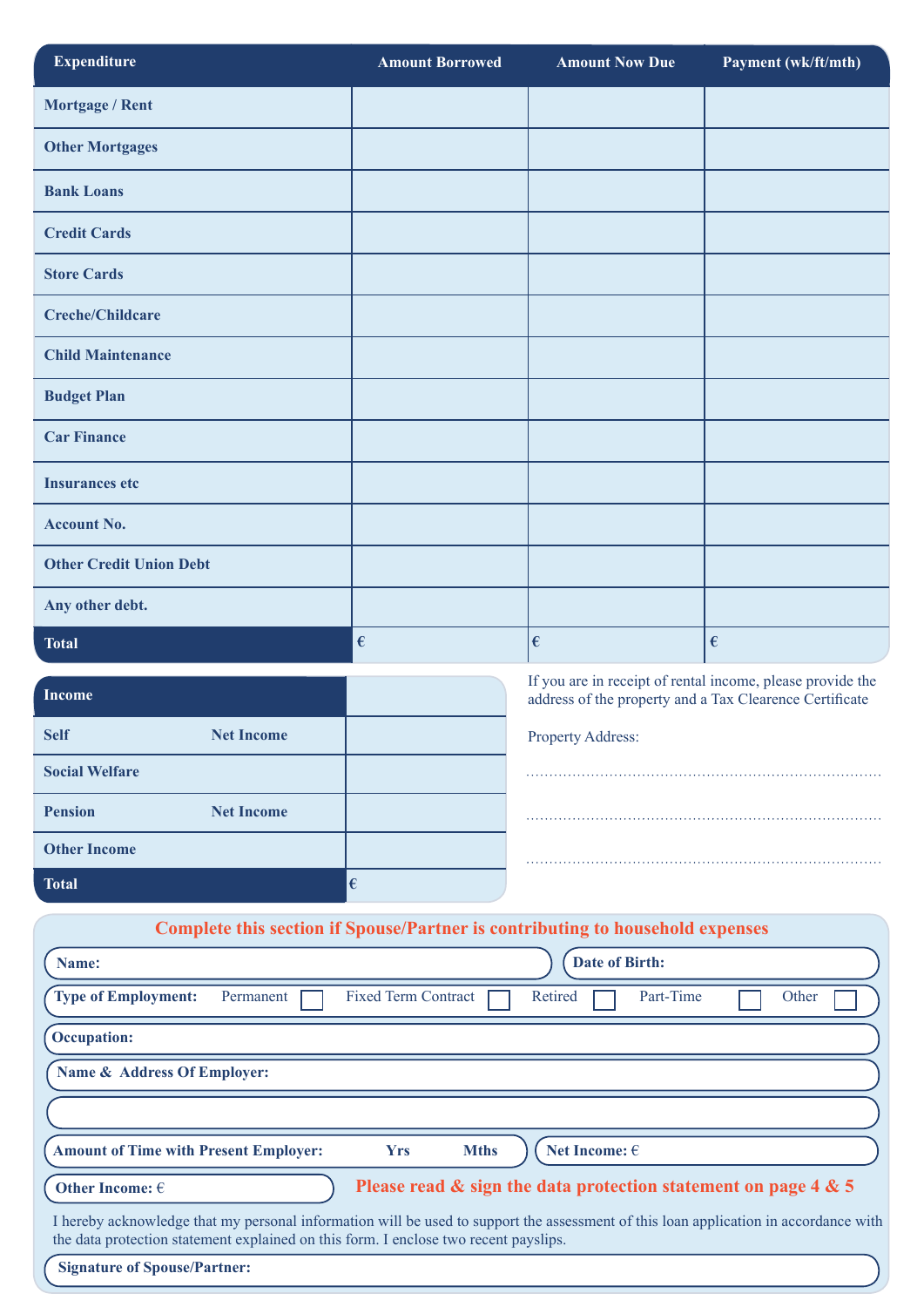| Expenditure | Amount Borrowed | Amount Now Due | Payment (wk/ft/mth) |
|---|---|---|---|
| Mortgage / Rent | | | |
| Other Mortgages | | | |
| Bank Loans | | | |
| Credit Cards | | | |
| Store Cards | | | |
| Creche/Childcare | | | |
| Child Maintenance | | | |
| Budget Plan | | | |
| Car Finance | | | |
| Insurances etc | | | |
| Account No. | | | |
| Other Credit Union Debt | | | |
| Any other debt. | | | |
| **Total** | € | € | € |

| Income | | |
|---|---|---|
| Self | Net Income | |
| Social Welfare | | |
| Pension | Net Income | |
| Other Income | | |
| **Total** | | € |

If you are in receipt of rental income, please provide the address of the property and a Tax Clearence Certificate

Property Address:

..............................................................................

..............................................................................

..............................................................................

## Complete this section if Spouse/Partner is contributing to household expenses

**Name:**

**Date of Birth:**

**Type of Employment:** Permanent ☐ Fixed Term Contract ☐ Retired ☐ Part-Time ☐ Other ☐

**Occupation:**

**Name & Address Of Employer:**

**Amount of Time with Present Employer:** **Yrs** **Mths**

**Net Income:** €

**Other Income:** €

**Please read & sign the data protection statement on page 4 & 5**

I hereby acknowledge that my personal information will be used to support the assessment of this loan application in accordance with the data protection statement explained on this form. I enclose two recent payslips.

**Signature of Spouse/Partner:**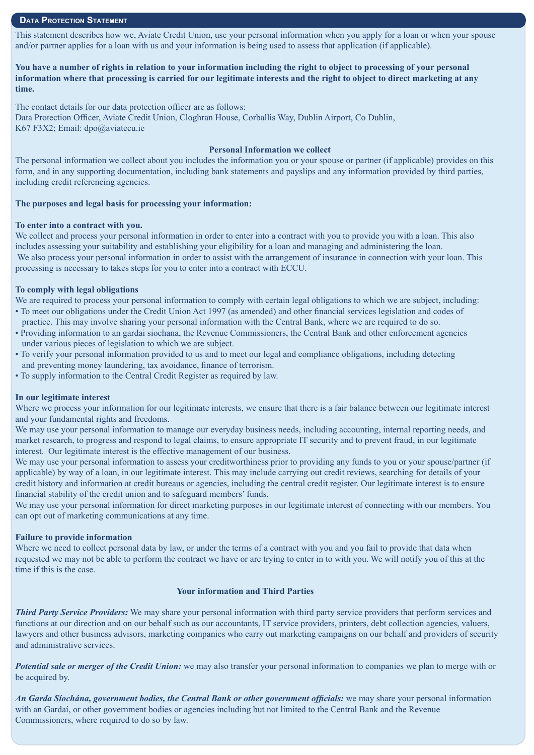## Data Protection Statement

This statement describes how we, Aviate Credit Union, use your personal information when you apply for a loan or when your spouse and/or partner applies for a loan with us and your information is being used to assess that application (if applicable).

**You have a number of rights in relation to your information including the right to object to processing of your personal information where that processing is carried for our legitimate interests and the right to object to direct marketing at any time.**

The contact details for our data protection officer are as follows:
Data Protection Officer, Aviate Credit Union, Cloghran House, Corballis Way, Dublin Airport, Co Dublin, K67 F3X2; Email: dpo@aviatecu.ie

### Personal Information we collect

The personal information we collect about you includes the information you or your spouse or partner (if applicable) provides on this form, and in any supporting documentation, including bank statements and payslips and any information provided by third parties, including credit referencing agencies.

**The purposes and legal basis for processing your information:**

**To enter into a contract with you.**
We collect and process your personal information in order to enter into a contract with you to provide you with a loan. This also includes assessing your suitability and establishing your eligibility for a loan and managing and administering the loan.
We also process your personal information in order to assist with the arrangement of insurance in connection with your loan. This processing is necessary to takes steps for you to enter into a contract with ECCU.

**To comply with legal obligations**
We are required to process your personal information to comply with certain legal obligations to which we are subject, including:

- To meet our obligations under the Credit Union Act 1997 (as amended) and other financial services legislation and codes of practice. This may involve sharing your personal information with the Central Bank, where we are required to do so.
- Providing information to an gardai siochana, the Revenue Commissioners, the Central Bank and other enforcement agencies under various pieces of legislation to which we are subject.
- To verify your personal information provided to us and to meet our legal and compliance obligations, including detecting and preventing money laundering, tax avoidance, finance of terrorism.
- To supply information to the Central Credit Register as required by law.

**In our legitimate interest**
Where we process your information for our legitimate interests, we ensure that there is a fair balance between our legitimate interest and your fundamental rights and freedoms.
We may use your personal information to manage our everyday business needs, including accounting, internal reporting needs, and market research, to progress and respond to legal claims, to ensure appropriate IT security and to prevent fraud, in our legitimate interest. Our legitimate interest is the effective management of our business.
We may use your personal information to assess your creditworthiness prior to providing any funds to you or your spouse/partner (if applicable) by way of a loan, in our legitimate interest. This may include carrying out credit reviews, searching for details of your credit history and information at credit bureaus or agencies, including the central credit register. Our legitimate interest is to ensure financial stability of the credit union and to safeguard members' funds.
We may use your personal information for direct marketing purposes in our legitimate interest of connecting with our members. You can opt out of marketing communications at any time.

**Failure to provide information**
Where we need to collect personal data by law, or under the terms of a contract with you and you fail to provide that data when requested we may not be able to perform the contract we have or are trying to enter in to with you. We will notify you of this at the time if this is the case.

### Your information and Third Parties

***Third Party Service Providers:*** We may share your personal information with third party service providers that perform services and functions at our direction and on our behalf such as our accountants, IT service providers, printers, debt collection agencies, valuers, lawyers and other business advisors, marketing companies who carry out marketing campaigns on our behalf and providers of security and administrative services.

***Potential sale or merger of the Credit Union:*** we may also transfer your personal information to companies we plan to merge with or be acquired by.

***An Garda Síochána, government bodies, the Central Bank or other government officials:*** we may share your personal information with an Gardaí, or other government bodies or agencies including but not limited to the Central Bank and the Revenue Commissioners, where required to do so by law.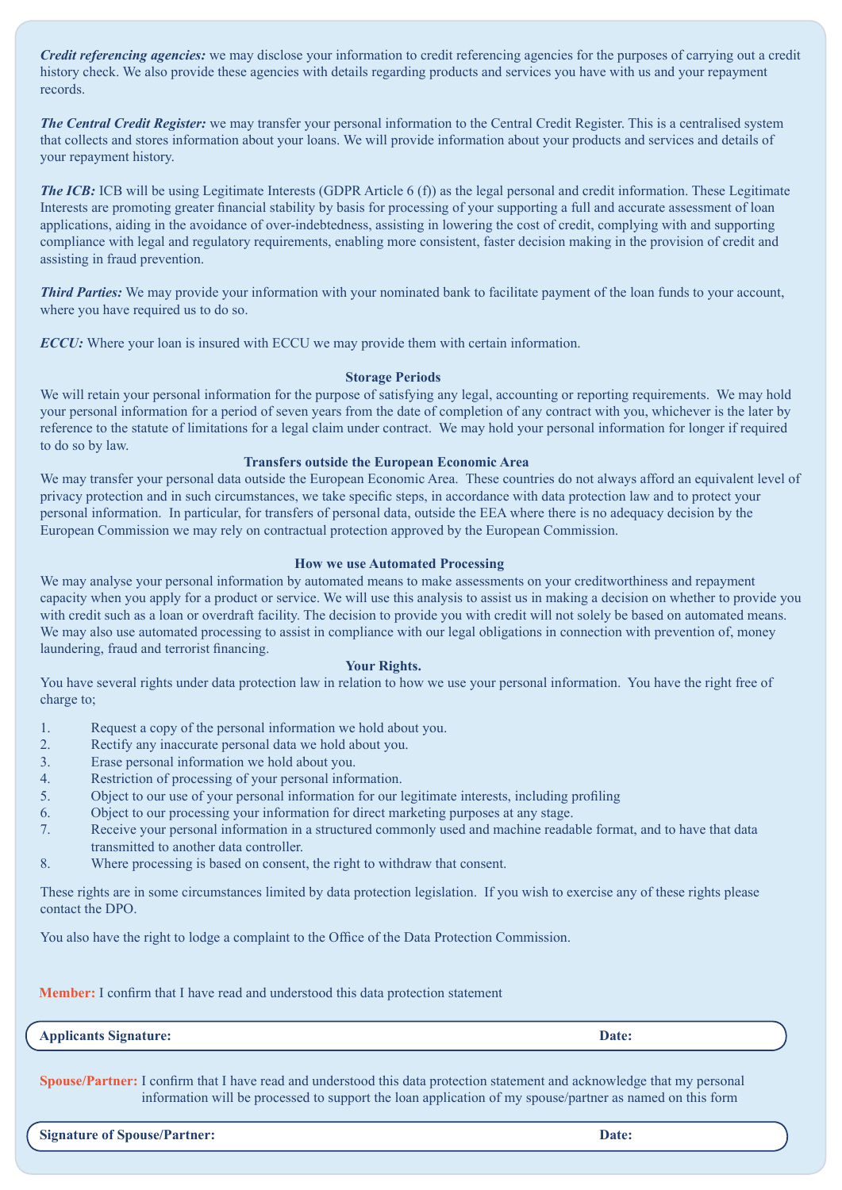***Credit referencing agencies:*** we may disclose your information to credit referencing agencies for the purposes of carrying out a credit history check. We also provide these agencies with details regarding products and services you have with us and your repayment records.

***The Central Credit Register:*** we may transfer your personal information to the Central Credit Register. This is a centralised system that collects and stores information about your loans. We will provide information about your products and services and details of your repayment history.

***The ICB:*** ICB will be using Legitimate Interests (GDPR Article 6 (f)) as the legal personal and credit information. These Legitimate Interests are promoting greater financial stability by basis for processing of your supporting a full and accurate assessment of loan applications, aiding in the avoidance of over-indebtedness, assisting in lowering the cost of credit, complying with and supporting compliance with legal and regulatory requirements, enabling more consistent, faster decision making in the provision of credit and assisting in fraud prevention.

***Third Parties:*** We may provide your information with your nominated bank to facilitate payment of the loan funds to your account, where you have required us to do so.

***ECCU:*** Where your loan is insured with ECCU we may provide them with certain information.

### Storage Periods

We will retain your personal information for the purpose of satisfying any legal, accounting or reporting requirements. We may hold your personal information for a period of seven years from the date of completion of any contract with you, whichever is the later by reference to the statute of limitations for a legal claim under contract. We may hold your personal information for longer if required to do so by law.

### Transfers outside the European Economic Area

We may transfer your personal data outside the European Economic Area. These countries do not always afford an equivalent level of privacy protection and in such circumstances, we take specific steps, in accordance with data protection law and to protect your personal information. In particular, for transfers of personal data, outside the EEA where there is no adequacy decision by the European Commission we may rely on contractual protection approved by the European Commission.

### How we use Automated Processing

We may analyse your personal information by automated means to make assessments on your creditworthiness and repayment capacity when you apply for a product or service. We will use this analysis to assist us in making a decision on whether to provide you with credit such as a loan or overdraft facility. The decision to provide you with credit will not solely be based on automated means. We may also use automated processing to assist in compliance with our legal obligations in connection with prevention of, money laundering, fraud and terrorist financing.

### Your Rights.

You have several rights under data protection law in relation to how we use your personal information. You have the right free of charge to;

1. Request a copy of the personal information we hold about you.
2. Rectify any inaccurate personal data we hold about you.
3. Erase personal information we hold about you.
4. Restriction of processing of your personal information.
5. Object to our use of your personal information for our legitimate interests, including profiling
6. Object to our processing your information for direct marketing purposes at any stage.
7. Receive your personal information in a structured commonly used and machine readable format, and to have that data transmitted to another data controller.
8. Where processing is based on consent, the right to withdraw that consent.

These rights are in some circumstances limited by data protection legislation. If you wish to exercise any of these rights please contact the DPO.

You also have the right to lodge a complaint to the Office of the Data Protection Commission.

**Member:** I confirm that I have read and understood this data protection statement

**Applicants Signature:** &nbsp;&nbsp;&nbsp;&nbsp;&nbsp;&nbsp;&nbsp;&nbsp;&nbsp;&nbsp; **Date:**

**Spouse/Partner:** I confirm that I have read and understood this data protection statement and acknowledge that my personal information will be processed to support the loan application of my spouse/partner as named on this form

**Signature of Spouse/Partner:** &nbsp;&nbsp;&nbsp;&nbsp;&nbsp;&nbsp;&nbsp;&nbsp;&nbsp;&nbsp; **Date:**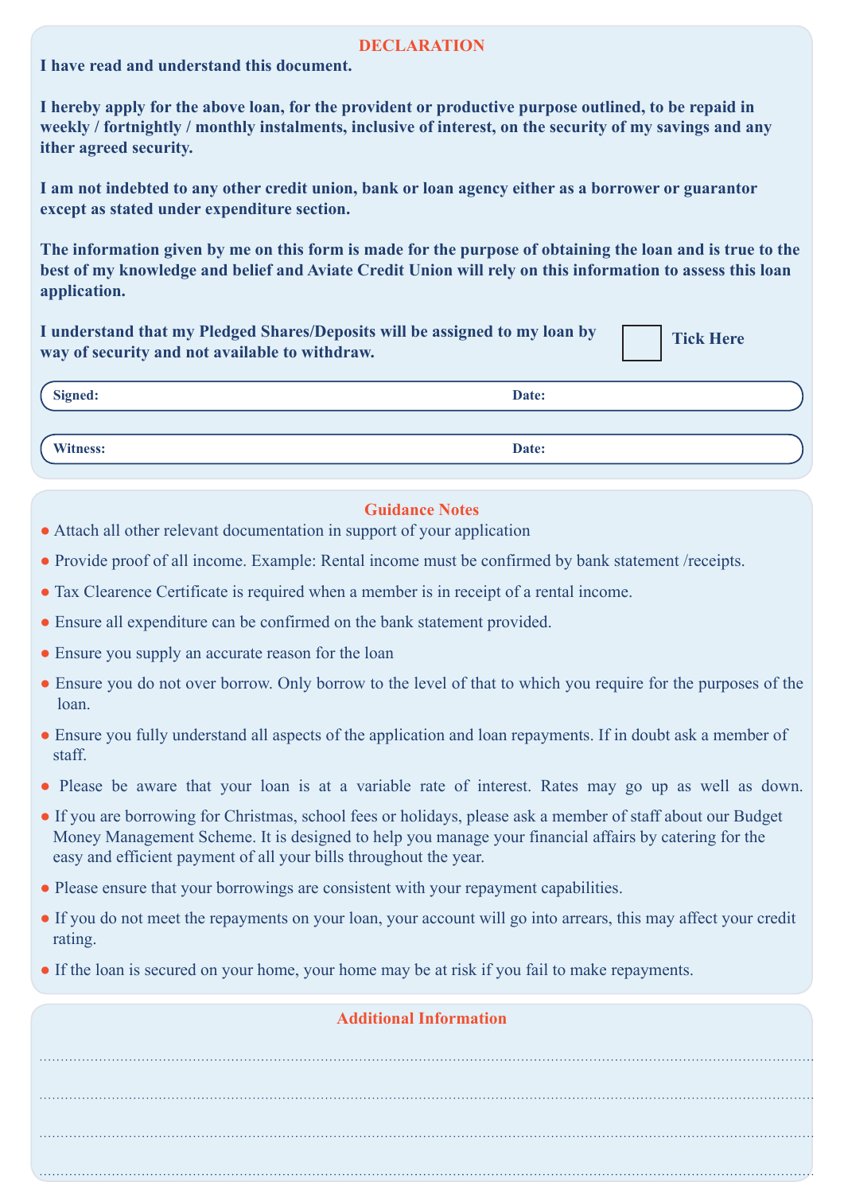## DECLARATION

**I have read and understand this document.**

**I hereby apply for the above loan, for the provident or productive purpose outlined, to be repaid in weekly / fortnightly / monthly instalments, inclusive of interest, on the security of my savings and any ither agreed security.**

**I am not indebted to any other credit union, bank or loan agency either as a borrower or guarantor except as stated under expenditure section.**

**The information given by me on this form is made for the purpose of obtaining the loan and is true to the best of my knowledge and belief and Aviate Credit Union will rely on this information to assess this loan application.**

**I understand that my Pledged Shares/Deposits will be assigned to my loan by way of security and not available to withdraw.** ☐ **Tick Here**

**Signed:** **Date:**

**Witness:** **Date:**

## Guidance Notes

- Attach all other relevant documentation in support of your application
- Provide proof of all income. Example: Rental income must be confirmed by bank statement /receipts.
- Tax Clearence Certificate is required when a member is in receipt of a rental income.
- Ensure all expenditure can be confirmed on the bank statement provided.
- Ensure you supply an accurate reason for the loan
- Ensure you do not over borrow. Only borrow to the level of that to which you require for the purposes of the loan.
- Ensure you fully understand all aspects of the application and loan repayments. If in doubt ask a member of staff.
- Please be aware that your loan is at a variable rate of interest. Rates may go up as well as down.
- If you are borrowing for Christmas, school fees or holidays, please ask a member of staff about our Budget Money Management Scheme. It is designed to help you manage your financial affairs by catering for the easy and efficient payment of all your bills throughout the year.
- Please ensure that your borrowings are consistent with your repayment capabilities.
- If you do not meet the repayments on your loan, your account will go into arrears, this may affect your credit rating.
- If the loan is secured on your home, your home may be at risk if you fail to make repayments.

## Additional Information

..................................................................................................................................................................

..................................................................................................................................................................

..................................................................................................................................................................

..................................................................................................................................................................